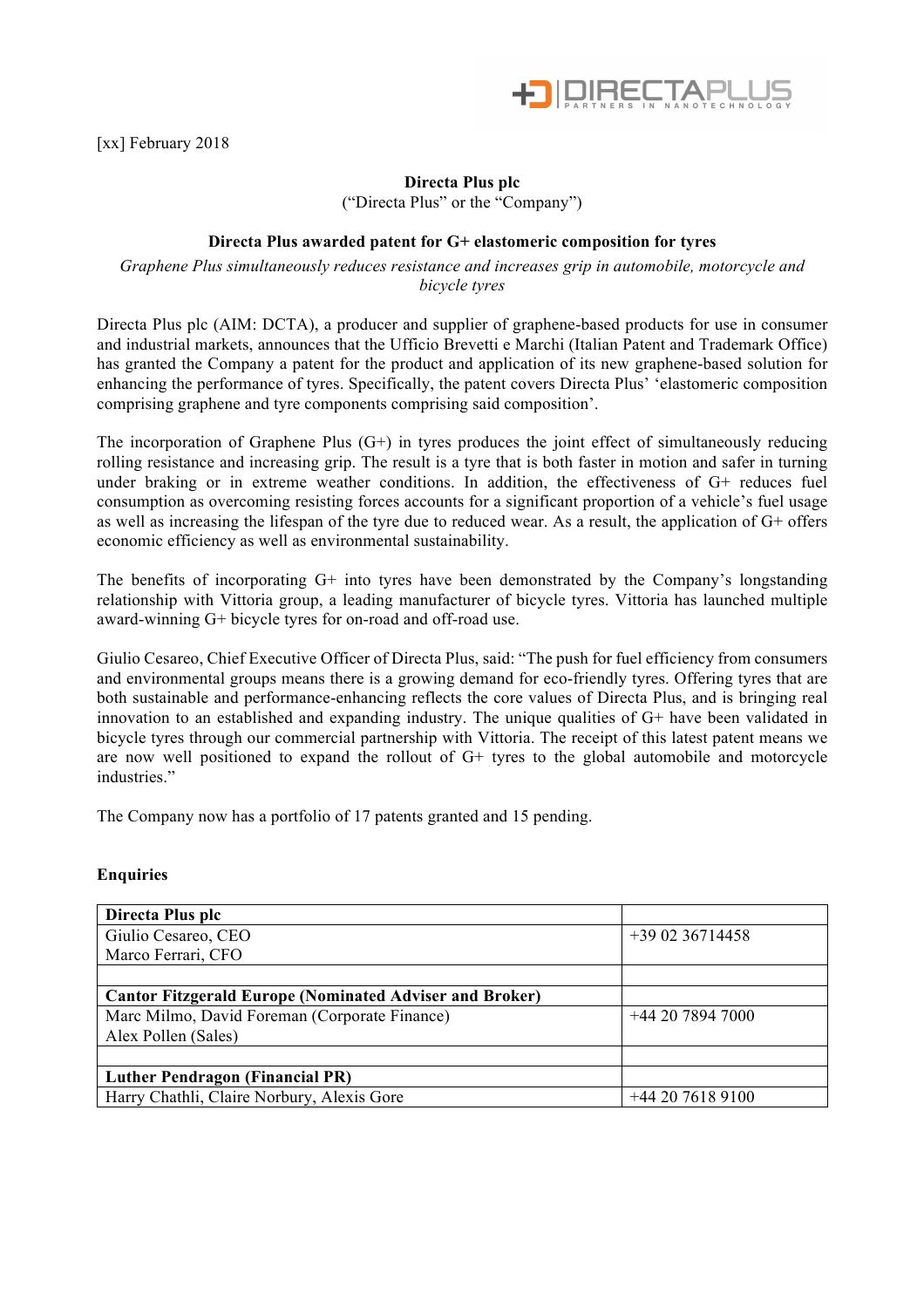[xx] February 2018

**Directa Plus plc**

("Directa Plus" or the "Company")

**Directa Plus awarded patent for G+ elastomeric composition for tyres**

*Graphene Plus simultaneously reduces resistance and increases grip in automobile, motorcycle and bicycle tyres*

Directa Plus plc (AIM: DCTA), a producer and supplier of graphene-based products for use in consumer and industrial markets, announces that the Ufficio Brevetti e Marchi (Italian Patent and Trademark Office) has granted the Company a patent for the product and application of its new graphene-based solution for enhancing the performance of tyres. Specifically, the patent covers Directa Plus' 'elastomeric composition comprising graphene and tyre components comprising said composition'.

The incorporation of Graphene Plus (G+) in tyres produces the joint effect of simultaneously reducing rolling resistance and increasing grip. The result is a tyre that is both faster in motion and safer in turning under braking or in extreme weather conditions. In addition, the effectiveness of G+ reduces fuel consumption as overcoming resisting forces accounts for a significant proportion of a vehicle's fuel usage as well as increasing the lifespan of the tyre due to reduced wear. As a result, the application of G+ offers economic efficiency as well as environmental sustainability.

The benefits of incorporating G+ into tyres have been demonstrated by the Company's longstanding relationship with Vittoria group, a leading manufacturer of bicycle tyres. Vittoria has launched multiple award-winning G+ bicycle tyres for on-road and off-road use.

Giulio Cesareo, Chief Executive Officer of Directa Plus, said: "The push for fuel efficiency from consumers and environmental groups means there is a growing demand for eco-friendly tyres. Offering tyres that are both sustainable and performance-enhancing reflects the core values of Directa Plus, and is bringing real innovation to an established and expanding industry. The unique qualities of G+ have been validated in bicycle tyres through our commercial partnership with Vittoria. The receipt of this latest patent means we are now well positioned to expand the rollout of G+ tyres to the global automobile and motorcycle industries."

The Company now has a portfolio of 17 patents granted and 15 pending.

**Enquiries**

| **Directa Plus plc** | |
|---|---|
| Giulio Cesareo, CEO<br>Marco Ferrari, CFO | +39 02 36714458 |
| | |
| **Cantor Fitzgerald Europe (Nominated Adviser and Broker)** | |
| Marc Milmo, David Foreman (Corporate Finance)<br>Alex Pollen (Sales) | +44 20 7894 7000 |
| | |
| **Luther Pendragon (Financial PR)** | |
| Harry Chathli, Claire Norbury, Alexis Gore | +44 20 7618 9100 |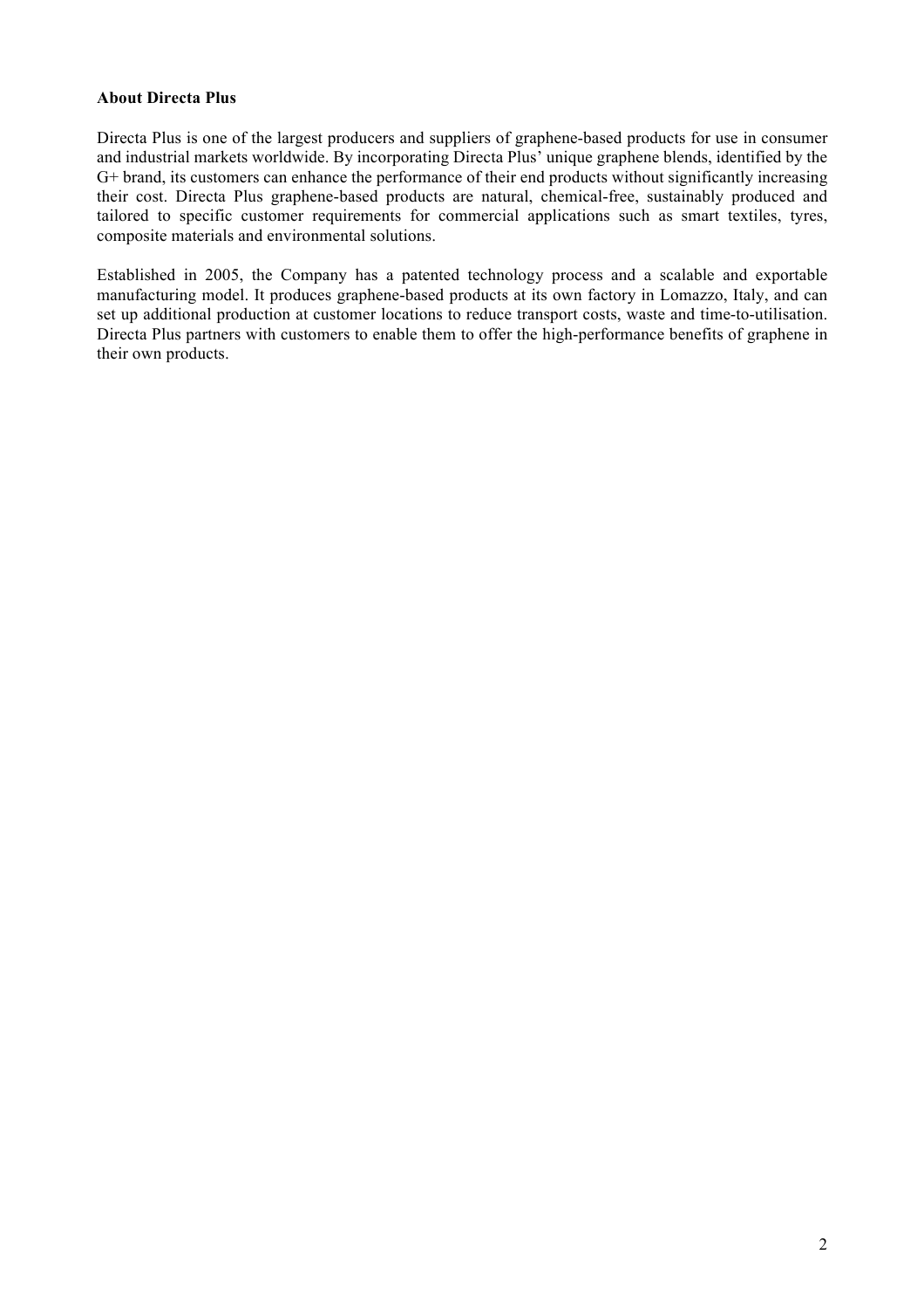**About Directa Plus**

Directa Plus is one of the largest producers and suppliers of graphene-based products for use in consumer and industrial markets worldwide. By incorporating Directa Plus' unique graphene blends, identified by the G+ brand, its customers can enhance the performance of their end products without significantly increasing their cost. Directa Plus graphene-based products are natural, chemical-free, sustainably produced and tailored to specific customer requirements for commercial applications such as smart textiles, tyres, composite materials and environmental solutions.

Established in 2005, the Company has a patented technology process and a scalable and exportable manufacturing model. It produces graphene-based products at its own factory in Lomazzo, Italy, and can set up additional production at customer locations to reduce transport costs, waste and time-to-utilisation. Directa Plus partners with customers to enable them to offer the high-performance benefits of graphene in their own products.